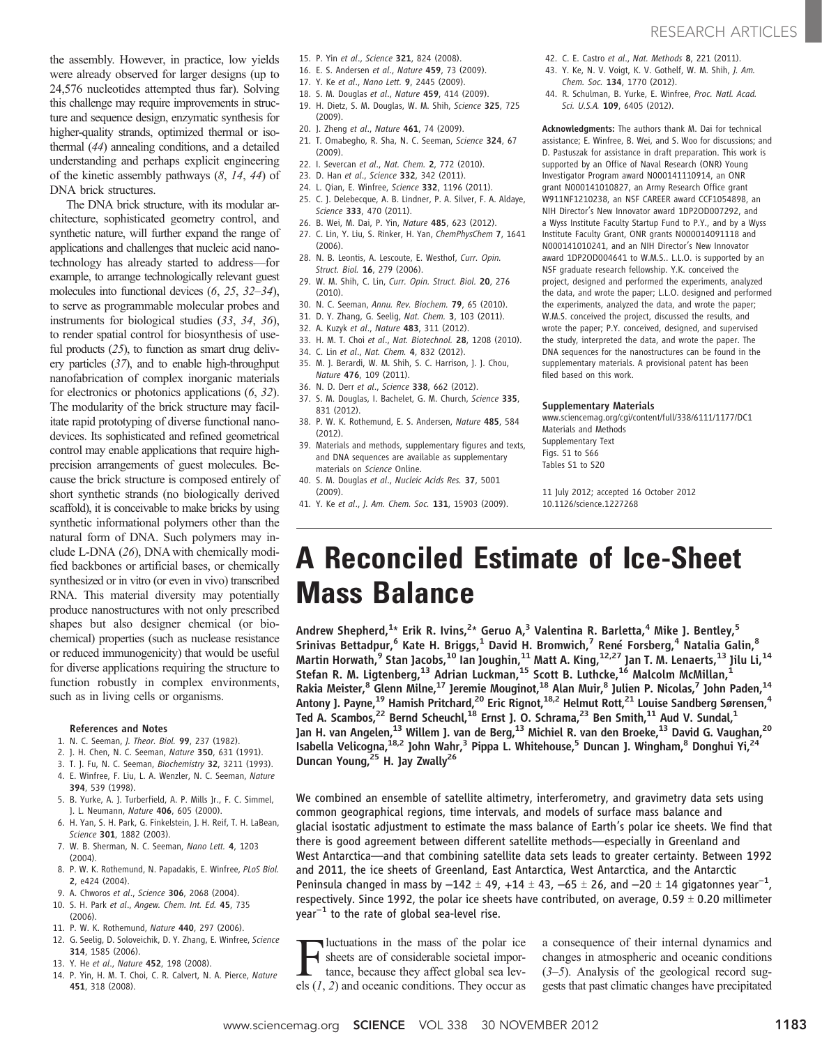the assembly. However, in practice, low yields were already observed for larger designs (up to 24,576 nucleotides attempted thus far). Solving this challenge may require improvements in structure and sequence design, enzymatic synthesis for higher-quality strands, optimized thermal or isothermal (*44*) annealing conditions, and a detailed understanding and perhaps explicit engineering of the kinetic assembly pathways (*8*, *14*, *44*) of DNA brick structures.

The DNA brick structure, with its modular architecture, sophisticated geometry control, and synthetic nature, will further expand the range of applications and challenges that nucleic acid nanotechnology has already started to address—for example, to arrange technologically relevant guest molecules into functional devices (*6*, *25*, *32*–*34*), to serve as programmable molecular probes and instruments for biological studies (*33*, *34*, *36*), to render spatial control for biosynthesis of useful products (*25*), to function as smart drug delivery particles (*37*), and to enable high-throughput nanofabrication of complex inorganic materials for electronics or photonics applications (*6*, *32*). The modularity of the brick structure may facilitate rapid prototyping of diverse functional nanodevices. Its sophisticated and refined geometrical control may enable applications that require high-precision arrangements of guest molecules. Because the brick structure is composed entirely of short synthetic strands (no biologically derived scaffold), it is conceivable to make bricks by using synthetic informational polymers other than the natural form of DNA. Such polymers may include L-DNA (*26*), DNA with chemically modified backbones or artificial bases, or chemically synthesized or in vitro (or even in vivo) transcribed RNA. This material diversity may potentially produce nanostructures with not only prescribed shapes but also designer chemical (or biochemical) properties (such as nuclease resistance or reduced immunogenicity) that would be useful for diverse applications requiring the structure to function robustly in complex environments, such as in living cells or organisms.

#### References and Notes

1. N. C. Seeman, *J. Theor. Biol.* **99**, 237 (1982).
2. J. H. Chen, N. C. Seeman, *Nature* **350**, 631 (1991).
3. T. J. Fu, N. C. Seeman, *Biochemistry* **32**, 3211 (1993).
4. E. Winfree, F. Liu, L. A. Wenzler, N. C. Seeman, *Nature* **394**, 539 (1998).
5. B. Yurke, A. J. Turberfield, A. P. Mills Jr., F. C. Simmel, J. L. Neumann, *Nature* **406**, 605 (2000).
6. H. Yan, S. H. Park, G. Finkelstein, J. H. Reif, T. H. LaBean, *Science* **301**, 1882 (2003).
7. W. B. Sherman, N. C. Seeman, *Nano Lett.* **4**, 1203 (2004).
8. P. W. K. Rothemund, N. Papadakis, E. Winfree, *PLoS Biol.* **2**, e424 (2004).
9. A. Chworos *et al.*, *Science* **306**, 2068 (2004).
10. S. H. Park *et al.*, *Angew. Chem. Int. Ed.* **45**, 735 (2006).
11. P. W. K. Rothemund, *Nature* **440**, 297 (2006).
12. G. Seelig, D. Soloveichik, D. Y. Zhang, E. Winfree, *Science* **314**, 1585 (2006).
13. Y. He *et al.*, *Nature* **452**, 198 (2008).
14. P. Yin, H. M. T. Choi, C. R. Calvert, N. A. Pierce, *Nature* **451**, 318 (2008).
15. P. Yin *et al.*, *Science* **321**, 824 (2008).
16. E. S. Andersen *et al.*, *Nature* **459**, 73 (2009).
17. Y. Ke *et al.*, *Nano Lett.* **9**, 2445 (2009).
18. S. M. Douglas *et al.*, *Nature* **459**, 414 (2009).
19. H. Dietz, S. M. Douglas, W. M. Shih, *Science* **325**, 725 (2009).
20. J. Zheng *et al.*, *Nature* **461**, 74 (2009).
21. T. Omabegho, R. Sha, N. C. Seeman, *Science* **324**, 67 (2009).
22. I. Severcan *et al.*, *Nat. Chem.* **2**, 772 (2010).
23. D. Han *et al.*, *Science* **332**, 342 (2011).
24. L. Qian, E. Winfree, *Science* **332**, 1196 (2011).
25. C. J. Delebecque, A. B. Lindner, P. A. Silver, F. A. Aldaye, *Science* **333**, 470 (2011).
26. B. Wei, M. Dai, P. Yin, *Nature* **485**, 623 (2012).
27. C. Lin, Y. Liu, S. Rinker, H. Yan, *ChemPhysChem* **7**, 1641 (2006).
28. N. B. Leontis, A. Lescoute, E. Westhof, *Curr. Opin. Struct. Biol.* **16**, 279 (2006).
29. W. M. Shih, C. Lin, *Curr. Opin. Struct. Biol.* **20**, 276 (2010).
30. N. C. Seeman, *Annu. Rev. Biochem.* **79**, 65 (2010).
31. D. Y. Zhang, G. Seelig, *Nat. Chem.* **3**, 103 (2011).
32. A. Kuzyk *et al.*, *Nature* **483**, 311 (2012).
33. H. M. T. Choi *et al.*, *Nat. Biotechnol.* **28**, 1208 (2010).
34. C. Lin *et al.*, *Nat. Chem.* **4**, 832 (2012).
35. M. J. Berardi, W. M. Shih, S. C. Harrison, J. J. Chou, *Nature* **476**, 109 (2011).
36. N. D. Derr *et al.*, *Science* **338**, 662 (2012).
37. S. M. Douglas, I. Bachelet, G. M. Church, *Science* **335**, 831 (2012).
38. P. W. K. Rothemund, E. S. Andersen, *Nature* **485**, 584 (2012).
39. Materials and methods, supplementary figures and texts, and DNA sequences are available as supplementary materials on *Science* Online.
40. S. M. Douglas *et al.*, *Nucleic Acids Res.* **37**, 5001 (2009).
41. Y. Ke *et al.*, *J. Am. Chem. Soc.* **131**, 15903 (2009).
42. C. E. Castro *et al.*, *Nat. Methods* **8**, 221 (2011).
43. Y. Ke, N. V. Voigt, K. V. Gothelf, W. M. Shih, *J. Am. Chem. Soc.* **134**, 1770 (2012).
44. R. Schulman, B. Yurke, E. Winfree, *Proc. Natl. Acad. Sci. U.S.A.* **109**, 6405 (2012).

**Acknowledgments:** The authors thank M. Dai for technical assistance; E. Winfree, B. Wei, and S. Woo for discussions; and D. Pastuszak for assistance in draft preparation. This work is supported by an Office of Naval Research (ONR) Young Investigator Program award N000141110914, an ONR grant N000141010827, an Army Research Office grant W911NF1210238, an NSF CAREER award CCF1054898, an NIH Director's New Innovator award 1DP2OD007292, and a Wyss Institute Faculty Startup Fund to P.Y., and by a Wyss Institute Faculty Grant, ONR grants N000014091118 and N000141010241, and an NIH Director's New Innovator award 1DP2OD004641 to W.M.S.. L.L.O. is supported by an NSF graduate research fellowship. Y.K. conceived the project, designed and performed the experiments, analyzed the data, and wrote the paper; L.L.O. designed and performed the experiments, analyzed the data, and wrote the paper; W.M.S. conceived the project, discussed the results, and wrote the paper; P.Y. conceived, designed, and supervised the study, interpreted the data, and wrote the paper. The DNA sequences for the nanostructures can be found in the supplementary materials. A provisional patent has been filed based on this work.

#### Supplementary Materials

www.sciencemag.org/cgi/content/full/338/6111/1177/DC1
Materials and Methods
Supplementary Text
Figs. S1 to S66
Tables S1 to S20

11 July 2012; accepted 16 October 2012
10.1126/science.1227268

# A Reconciled Estimate of Ice-Sheet Mass Balance

**Andrew Shepherd,[1]* Erik R. Ivins,[2]* Geruo A,[3] Valentina R. Barletta,[4] Mike J. Bentley,[5] Srinivas Bettadpur,[6] Kate H. Briggs,[1] David H. Bromwich,[7] René Forsberg,[4] Natalia Galin,[8] Martin Horwath,[9] Stan Jacobs,[10] Ian Joughin,[11] Matt A. King,[12,27] Jan T. M. Lenaerts,[13] Jilu Li,[14] Stefan R. M. Ligtenberg,[13] Adrian Luckman,[15] Scott B. Luthcke,[16] Malcolm McMillan,[1] Rakia Meister,[8] Glenn Milne,[17] Jeremie Mouginot,[18] Alan Muir,[8] Julien P. Nicolas,[7] John Paden,[14] Antony J. Payne,[19] Hamish Pritchard,[20] Eric Rignot,[18,2] Helmut Rott,[21] Louise Sandberg Sørensen,[4] Ted A. Scambos,[22] Bernd Scheuchl,[18] Ernst J. O. Schrama,[23] Ben Smith,[11] Aud V. Sundal,[1] Jan H. van Angelen,[13] Willem J. van de Berg,[13] Michiel R. van den Broeke,[13] David G. Vaughan,[20] Isabella Velicogna,[18,2] John Wahr,[3] Pippa L. Whitehouse,[5] Duncan J. Wingham,[8] Donghui Yi,[24] Duncan Young,[25] H. Jay Zwally[26]**

**We combined an ensemble of satellite altimetry, interferometry, and gravimetry data sets using common geographical regions, time intervals, and models of surface mass balance and glacial isostatic adjustment to estimate the mass balance of Earth's polar ice sheets. We find that there is good agreement between different satellite methods—especially in Greenland and West Antarctica—and that combining satellite data sets leads to greater certainty. Between 1992 and 2011, the ice sheets of Greenland, East Antarctica, West Antarctica, and the Antarctic Peninsula changed in mass by $-142 \pm 49$, $+14 \pm 43$, $-65 \pm 26$, and $-20 \pm 14$ gigatonnes year$^{-1}$, respectively. Since 1992, the polar ice sheets have contributed, on average, $0.59 \pm 0.20$ millimeter year$^{-1}$ to the rate of global sea-level rise.**

Fluctuations in the mass of the polar ice sheets are of considerable societal importance, because they affect global sea levels (*1*, *2*) and oceanic conditions. They occur as a consequence of their internal dynamics and changes in atmospheric and oceanic conditions (*3*–*5*). Analysis of the geological record suggests that past climatic changes have precipitated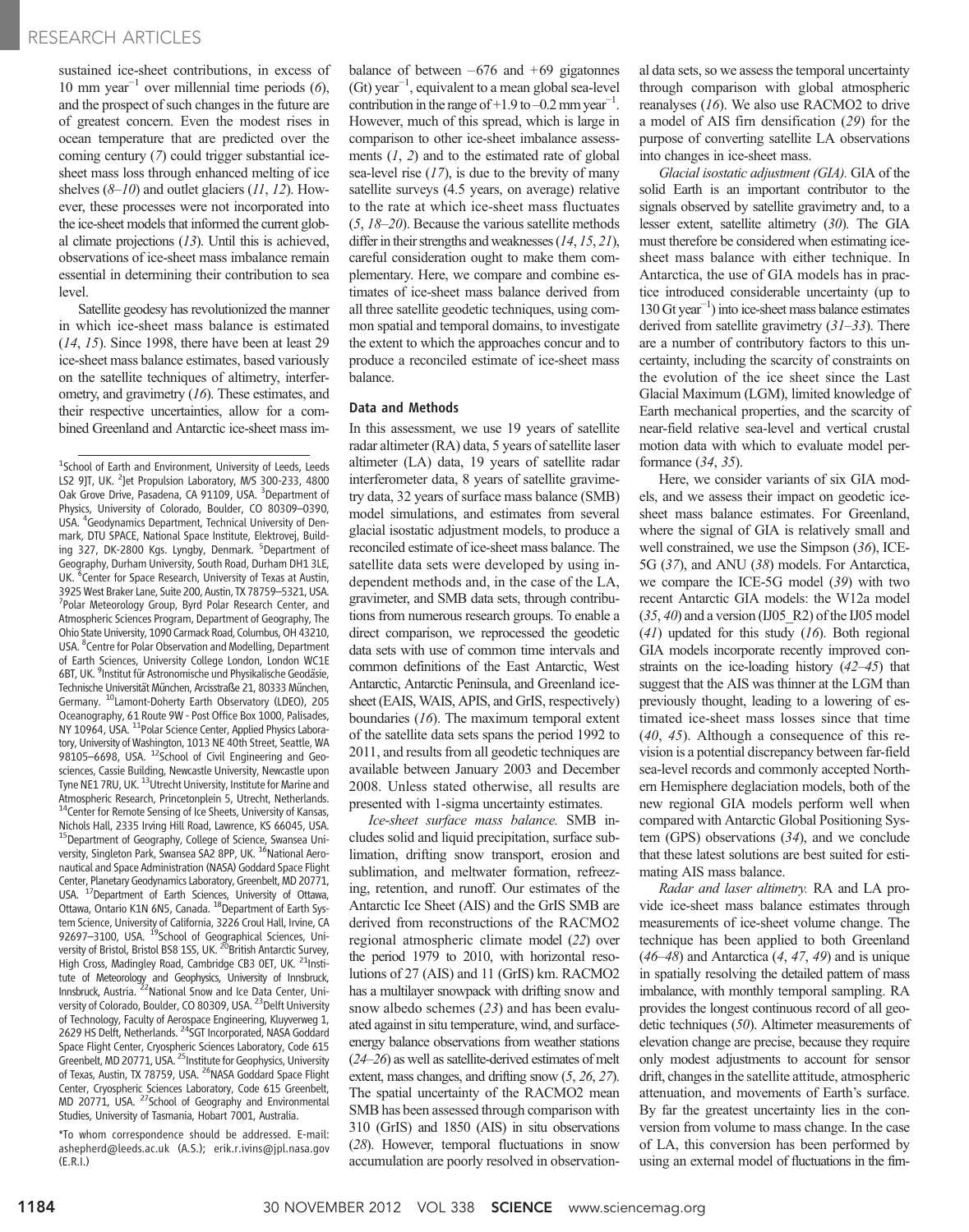sustained ice-sheet contributions, in excess of 10 mm year$^{-1}$ over millennial time periods (6), and the prospect of such changes in the future are of greatest concern. Even the modest rises in ocean temperature that are predicted over the coming century (7) could trigger substantial ice-sheet mass loss through enhanced melting of ice shelves (8–10) and outlet glaciers (11, 12). However, these processes were not incorporated into the ice-sheet models that informed the current global climate projections (13). Until this is achieved, observations of ice-sheet mass imbalance remain essential in determining their contribution to sea level.

Satellite geodesy has revolutionized the manner in which ice-sheet mass balance is estimated (14, 15). Since 1998, there have been at least 29 ice-sheet mass balance estimates, based variously on the satellite techniques of altimetry, interferometry, and gravimetry (16). These estimates, and their respective uncertainties, allow for a combined Greenland and Antarctic ice-sheet mass imbalance of between –676 and +69 gigatonnes (Gt) year$^{-1}$, equivalent to a mean global sea-level contribution in the range of +1.9 to –0.2 mm year$^{-1}$. However, much of this spread, which is large in comparison to other ice-sheet imbalance assessments (1, 2) and to the estimated rate of global sea-level rise (17), is due to the brevity of many satellite surveys (4.5 years, on average) relative to the rate at which ice-sheet mass fluctuates (5, 18–20). Because the various satellite methods differ in their strengths and weaknesses (14, 15, 21), careful consideration ought to make them complementary. Here, we compare and combine estimates of ice-sheet mass balance derived from all three satellite geodetic techniques, using common spatial and temporal domains, to investigate the extent to which the approaches concur and to produce a reconciled estimate of ice-sheet mass balance.

## Data and Methods

In this assessment, we use 19 years of satellite radar altimeter (RA) data, 5 years of satellite laser altimeter (LA) data, 19 years of satellite radar interferometer data, 8 years of satellite gravimetry data, 32 years of surface mass balance (SMB) model simulations, and estimates from several glacial isostatic adjustment models, to produce a reconciled estimate of ice-sheet mass balance. The satellite data sets were developed by using independent methods and, in the case of the LA, gravimeter, and SMB data sets, through contributions from numerous research groups. To enable a direct comparison, we reprocessed the geodetic data sets with use of common time intervals and common definitions of the East Antarctic, West Antarctic, Antarctic Peninsula, and Greenland ice-sheet (EAIS, WAIS, APIS, and GrIS, respectively) boundaries (16). The maximum temporal extent of the satellite data sets spans the period 1992 to 2011, and results from all geodetic techniques are available between January 2003 and December 2008. Unless stated otherwise, all results are presented with 1-sigma uncertainty estimates.

*Ice-sheet surface mass balance.* SMB includes solid and liquid precipitation, surface sublimation, drifting snow transport, erosion and sublimation, and meltwater formation, refreezing, retention, and runoff. Our estimates of the Antarctic Ice Sheet (AIS) and the GrIS SMB are derived from reconstructions of the RACMO2 regional atmospheric climate model (22) over the period 1979 to 2010, with horizontal resolutions of 27 (AIS) and 11 (GrIS) km. RACMO2 has a multilayer snowpack with drifting snow and snow albedo schemes (23) and has been evaluated against in situ temperature, wind, and surface-energy balance observations from weather stations (24–26) as well as satellite-derived estimates of melt extent, mass changes, and drifting snow (5, 26, 27). The spatial uncertainty of the RACMO2 mean SMB has been assessed through comparison with 310 (GrIS) and 1850 (AIS) in situ observations (28). However, temporal fluctuations in snow accumulation are poorly resolved in observational data sets, so we assess the temporal uncertainty through comparison with global atmospheric reanalyses (16). We also use RACMO2 to drive a model of AIS firn densification (29) for the purpose of converting satellite LA observations into changes in ice-sheet mass.

*Glacial isostatic adjustment (GIA).* GIA of the solid Earth is an important contributor to the signals observed by satellite gravimetry and, to a lesser extent, satellite altimetry (30). The GIA must therefore be considered when estimating ice-sheet mass balance with either technique. In Antarctica, the use of GIA models has in practice introduced considerable uncertainty (up to 130 Gt year$^{-1}$) into ice-sheet mass balance estimates derived from satellite gravimetry (31–33). There are a number of contributory factors to this uncertainty, including the scarcity of constraints on the evolution of the ice sheet since the Last Glacial Maximum (LGM), limited knowledge of Earth mechanical properties, and the scarcity of near-field relative sea-level and vertical crustal motion data with which to evaluate model performance (34, 35).

Here, we consider variants of six GIA models, and we assess their impact on geodetic ice-sheet mass balance estimates. For Greenland, where the signal of GIA is relatively small and well constrained, we use the Simpson (36), ICE-5G (37), and ANU (38) models. For Antarctica, we compare the ICE-5G model (39) with two recent Antarctic GIA models: the W12a model (35, 40) and a version (IJ05_R2) of the IJ05 model (41) updated for this study (16). Both regional GIA models incorporate recently improved constraints on the ice-loading history (42–45) that suggest that the AIS was thinner at the LGM than previously thought, leading to a lowering of estimated ice-sheet mass losses since that time (40, 45). Although a consequence of this revision is a potential discrepancy between far-field sea-level records and commonly accepted Northern Hemisphere deglaciation models, both of the new regional GIA models perform well when compared with Antarctic Global Positioning System (GPS) observations (34), and we conclude that these latest solutions are best suited for estimating AIS mass balance.

*Radar and laser altimetry.* RA and LA provide ice-sheet mass balance estimates through measurements of ice-sheet volume change. The technique has been applied to both Greenland (46–48) and Antarctica (4, 47, 49) and is unique in spatially resolving the detailed pattern of mass imbalance, with monthly temporal sampling. RA provides the longest continuous record of all geodetic techniques (50). Altimeter measurements of elevation change are precise, because they require only modest adjustments to account for sensor drift, changes in the satellite attitude, atmospheric attenuation, and movements of Earth's surface. By far the greatest uncertainty lies in the conversion from volume to mass change. In the case of LA, this conversion has been performed by using an external model of fluctuations in the firn-

---

[1]School of Earth and Environment, University of Leeds, Leeds LS2 9JT, UK. [2]Jet Propulsion Laboratory, M/S 300-233, 4800 Oak Grove Drive, Pasadena, CA 91109, USA. [3]Department of Physics, University of Colorado, Boulder, CO 80309–0390, USA. [4]Geodynamics Department, Technical University of Denmark, DTU SPACE, National Space Institute, Elektrovej, Building 327, DK-2800 Kgs. Lyngby, Denmark. [5]Department of Geography, Durham University, South Road, Durham DH1 3LE, UK. [6]Center for Space Research, University of Texas at Austin, 3925 West Braker Lane, Suite 200, Austin, TX 78759–5321, USA. [7]Polar Meteorology Group, Byrd Polar Research Center, and Atmospheric Sciences Program, Department of Geography, The Ohio State University, 1090 Carmack Road, Columbus, OH 43210, USA. [8]Centre for Polar Observation and Modelling, Department of Earth Sciences, University College London, London WC1E 6BT, UK. [9]Institut für Astronomische und Physikalische Geodäsie, Technische Universität München, Arcisstraße 21, 80333 München, Germany. [10]Lamont-Doherty Earth Observatory (LDEO), 205 Oceanography, 61 Route 9W - Post Office Box 1000, Palisades, NY 10964, USA. [11]Polar Science Center, Applied Physics Laboratory, University of Washington, 1013 NE 40th Street, Seattle, WA 98105–6698, USA. [12]School of Civil Engineering and Geosciences, Cassie Building, Newcastle University, Newcastle upon Tyne NE1 7RU, UK. [13]Utrecht University, Institute for Marine and Atmospheric Research, Princetonplein 5, Utrecht, Netherlands. [14]Center for Remote Sensing of Ice Sheets, University of Kansas, Nichols Hall, 2335 Irving Hill Road, Lawrence, KS 66045, USA. [15]Department of Geography, College of Science, Swansea University, Singleton Park, Swansea SA2 8PP, UK. [16]National Aeronautical and Space Administration (NASA) Goddard Space Flight Center, Planetary Geodynamics Laboratory, Greenbelt, MD 20771, USA. [17]Department of Earth Sciences, University of Ottawa, Ottawa, Ontario K1N 6N5, Canada. [18]Department of Earth System Science, University of California, 3226 Croul Hall, Irvine, CA 92697–3100, USA. [19]School of Geographical Sciences, University of Bristol, Bristol BS8 1SS, UK. [20]British Antarctic Survey, High Cross, Madingley Road, Cambridge CB3 0ET, UK. [21]Institute of Meteorology and Geophysics, University of Innsbruck, Innsbruck, Austria. [22]National Snow and Ice Data Center, University of Colorado, Boulder, CO 80309, USA. [23]Delft University of Technology, Faculty of Aerospace Engineering, Kluyverweg 1, 2629 HS Delft, Netherlands. [24]SGT Incorporated, NASA Goddard Space Flight Center, Cryospheric Sciences Laboratory, Code 615 Greenbelt, MD 20771, USA. [25]Institute for Geophysics, University of Texas, Austin, TX 78759, USA. [26]NASA Goddard Space Flight Center, Cryospheric Sciences Laboratory, Code 615 Greenbelt, MD 20771, USA. [27]School of Geography and Environmental Studies, University of Tasmania, Hobart 7001, Australia.

*To whom correspondence should be addressed. E-mail: ashepherd@leeds.ac.uk (A.S.); erik.r.ivins@jpl.nasa.gov (E.R.I.)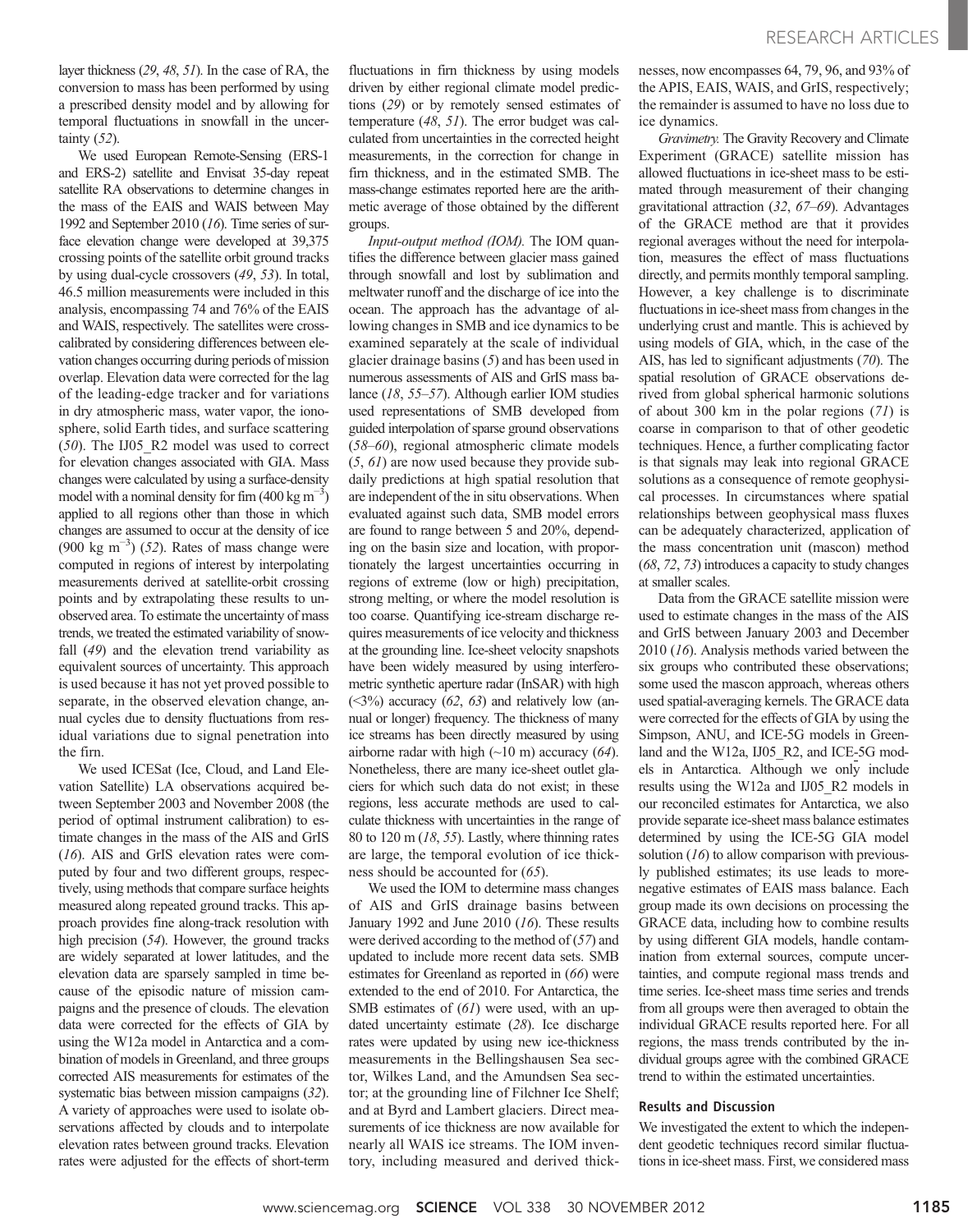layer thickness (29, 48, 51). In the case of RA, the conversion to mass has been performed by using a prescribed density model and by allowing for temporal fluctuations in snowfall in the uncertainty (52).

We used European Remote-Sensing (ERS-1 and ERS-2) satellite and Envisat 35-day repeat satellite RA observations to determine changes in the mass of the EAIS and WAIS between May 1992 and September 2010 (16). Time series of surface elevation change were developed at 39,375 crossing points of the satellite orbit ground tracks by using dual-cycle crossovers (49, 53). In total, 46.5 million measurements were included in this analysis, encompassing 74 and 76% of the EAIS and WAIS, respectively. The satellites were cross-calibrated by considering differences between elevation changes occurring during periods of mission overlap. Elevation data were corrected for the lag of the leading-edge tracker and for variations in dry atmospheric mass, water vapor, the ionosphere, solid Earth tides, and surface scattering (50). The IJ05_R2 model was used to correct for elevation changes associated with GIA. Mass changes were calculated by using a surface-density model with a nominal density for firn (400 kg $m^{-3}$) applied to all regions other than those in which changes are assumed to occur at the density of ice (900 kg $m^{-3}$) (52). Rates of mass change were computed in regions of interest by interpolating measurements derived at satellite-orbit crossing points and by extrapolating these results to unobserved area. To estimate the uncertainty of mass trends, we treated the estimated variability of snowfall (49) and the elevation trend variability as equivalent sources of uncertainty. This approach is used because it has not yet proved possible to separate, in the observed elevation change, annual cycles due to density fluctuations from residual variations due to signal penetration into the firn.

We used ICESat (Ice, Cloud, and Land Elevation Satellite) LA observations acquired between September 2003 and November 2008 (the period of optimal instrument calibration) to estimate changes in the mass of the AIS and GrIS (16). AIS and GrIS elevation rates were computed by four and two different groups, respectively, using methods that compare surface heights measured along repeated ground tracks. This approach provides fine along-track resolution with high precision (54). However, the ground tracks are widely separated at lower latitudes, and the elevation data are sparsely sampled in time because of the episodic nature of mission campaigns and the presence of clouds. The elevation data were corrected for the effects of GIA by using the W12a model in Antarctica and a combination of models in Greenland, and three groups corrected AIS measurements for estimates of the systematic bias between mission campaigns (32). A variety of approaches were used to isolate observations affected by clouds and to interpolate elevation rates between ground tracks. Elevation rates were adjusted for the effects of short-term fluctuations in firn thickness by using models driven by either regional climate model predictions (29) or by remotely sensed estimates of temperature (48, 51). The error budget was calculated from uncertainties in the corrected height measurements, in the correction for change in firn thickness, and in the estimated SMB. The mass-change estimates reported here are the arithmetic average of those obtained by the different groups.

*Input-output method (IOM).* The IOM quantifies the difference between glacier mass gained through snowfall and lost by sublimation and meltwater runoff and the discharge of ice into the ocean. The approach has the advantage of allowing changes in SMB and ice dynamics to be examined separately at the scale of individual glacier drainage basins (5) and has been used in numerous assessments of AIS and GrIS mass balance (18, 55–57). Although earlier IOM studies used representations of SMB developed from guided interpolation of sparse ground observations (58–60), regional atmospheric climate models (5, 61) are now used because they provide subdaily predictions at high spatial resolution that are independent of the in situ observations. When evaluated against such data, SMB model errors are found to range between 5 and 20%, depending on the basin size and location, with proportionately the largest uncertainties occurring in regions of extreme (low or high) precipitation, strong melting, or where the model resolution is too coarse. Quantifying ice-stream discharge requires measurements of ice velocity and thickness at the grounding line. Ice-sheet velocity snapshots have been widely measured by using interferometric synthetic aperture radar (InSAR) with high (<3%) accuracy (62, 63) and relatively low (annual or longer) frequency. The thickness of many ice streams has been directly measured by using airborne radar with high (~10 m) accuracy (64). Nonetheless, there are many ice-sheet outlet glaciers for which such data do not exist; in these regions, less accurate methods are used to calculate thickness with uncertainties in the range of 80 to 120 m (18, 55). Lastly, where thinning rates are large, the temporal evolution of ice thickness should be accounted for (65).

We used the IOM to determine mass changes of AIS and GrIS drainage basins between January 1992 and June 2010 (16). These results were derived according to the method of (57) and updated to include more recent data sets. SMB estimates for Greenland as reported in (66) were extended to the end of 2010. For Antarctica, the SMB estimates of (61) were used, with an updated uncertainty estimate (28). Ice discharge rates were updated by using new ice-thickness measurements in the Bellingshausen Sea sector, Wilkes Land, and the Amundsen Sea sector; at the grounding line of Filchner Ice Shelf; and at Byrd and Lambert glaciers. Direct measurements of ice thickness are now available for nearly all WAIS ice streams. The IOM inventory, including measured and derived thicknesses, now encompasses 64, 79, 96, and 93% of the APIS, EAIS, WAIS, and GrIS, respectively; the remainder is assumed to have no loss due to ice dynamics.

*Gravimetry.* The Gravity Recovery and Climate Experiment (GRACE) satellite mission has allowed fluctuations in ice-sheet mass to be estimated through measurement of their changing gravitational attraction (32, 67–69). Advantages of the GRACE method are that it provides regional averages without the need for interpolation, measures the effect of mass fluctuations directly, and permits monthly temporal sampling. However, a key challenge is to discriminate fluctuations in ice-sheet mass from changes in the underlying crust and mantle. This is achieved by using models of GIA, which, in the case of the AIS, has led to significant adjustments (70). The spatial resolution of GRACE observations derived from global spherical harmonic solutions of about 300 km in the polar regions (71) is coarse in comparison to that of other geodetic techniques. Hence, a further complicating factor is that signals may leak into regional GRACE solutions as a consequence of remote geophysical processes. In circumstances where spatial relationships between geophysical mass fluxes can be adequately characterized, application of the mass concentration unit (mascon) method (68, 72, 73) introduces a capacity to study changes at smaller scales.

Data from the GRACE satellite mission were used to estimate changes in the mass of the AIS and GrIS between January 2003 and December 2010 (16). Analysis methods varied between the six groups who contributed these observations; some used the mascon approach, whereas others used spatial-averaging kernels. The GRACE data were corrected for the effects of GIA by using the Simpson, ANU, and ICE-5G models in Greenland and the W12a, IJ05_R2, and ICE-5G models in Antarctica. Although we only include results using the W12a and IJ05_R2 models in our reconciled estimates for Antarctica, we also provide separate ice-sheet mass balance estimates determined by using the ICE-5G GIA model solution (16) to allow comparison with previously published estimates; its use leads to more-negative estimates of EAIS mass balance. Each group made its own decisions on processing the GRACE data, including how to combine results by using different GIA models, handle contamination from external sources, compute uncertainties, and compute regional mass trends and time series. Ice-sheet mass time series and trends from all groups were then averaged to obtain the individual GRACE results reported here. For all regions, the mass trends contributed by the individual groups agree with the combined GRACE trend to within the estimated uncertainties.

## Results and Discussion

We investigated the extent to which the independent geodetic techniques record similar fluctuations in ice-sheet mass. First, we considered mass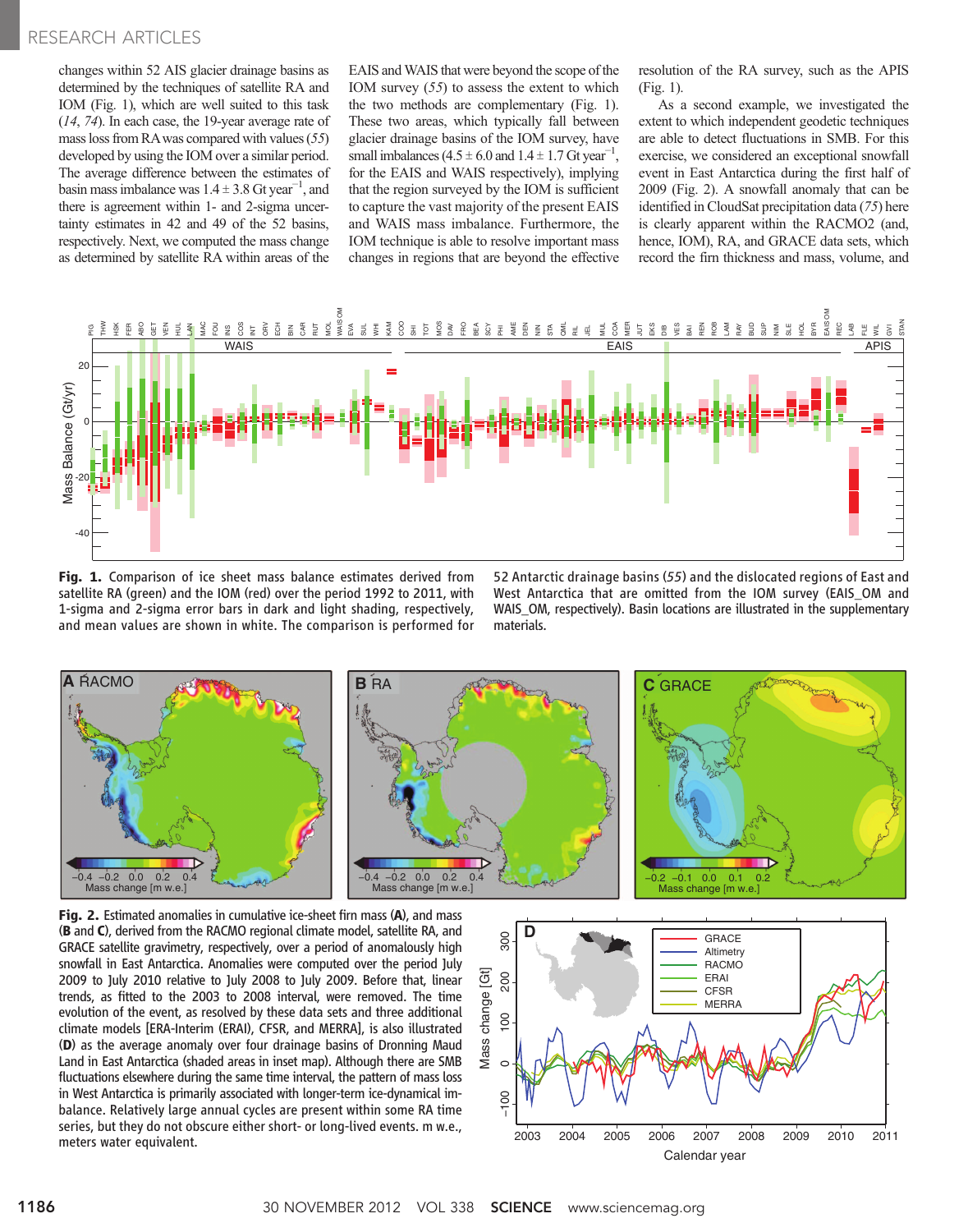changes within 52 AIS glacier drainage basins as determined by the techniques of satellite RA and IOM (Fig. 1), which are well suited to this task (*14*, *74*). In each case, the 19-year average rate of mass loss from RA was compared with values (*55*) developed by using the IOM over a similar period. The average difference between the estimates of basin mass imbalance was $1.4 \pm 3.8$ Gt year$^{-1}$, and there is agreement within 1- and 2-sigma uncertainty estimates in 42 and 49 of the 52 basins, respectively. Next, we computed the mass change as determined by satellite RA within areas of the EAIS and WAIS that were beyond the scope of the IOM survey (*55*) to assess the extent to which the two methods are complementary (Fig. 1). These two areas, which typically fall between glacier drainage basins of the IOM survey, have small imbalances ($4.5 \pm 6.0$ and $1.4 \pm 1.7$ Gt year$^{-1}$, for the EAIS and WAIS respectively), implying that the region surveyed by the IOM is sufficient to capture the vast majority of the present EAIS and WAIS mass imbalance. Furthermore, the IOM technique is able to resolve important mass changes in regions that are beyond the effective resolution of the RA survey, such as the APIS (Fig. 1).

As a second example, we investigated the extent to which independent geodetic techniques are able to detect fluctuations in SMB. For this exercise, we considered an exceptional snowfall event in East Antarctica during the first half of 2009 (Fig. 2). A snowfall anomaly that can be identified in CloudSat precipitation data (*75*) here is clearly apparent within the RACMO2 (and, hence, IOM), RA, and GRACE data sets, which record the firn thickness and mass, volume, and

**Fig. 1.** Comparison of ice sheet mass balance estimates derived from satellite RA (green) and the IOM (red) over the period 1992 to 2011, with 1-sigma and 2-sigma error bars in dark and light shading, respectively, and mean values are shown in white. The comparison is performed for 52 Antarctic drainage basins (*55*) and the dislocated regions of East and West Antarctica that are omitted from the IOM survey (EAIS_OM and WAIS_OM, respectively). Basin locations are illustrated in the supplementary materials.

**Fig. 2.** Estimated anomalies in cumulative ice-sheet firn mass (**A**), and mass (**B** and **C**), derived from the RACMO regional climate model, satellite RA, and GRACE satellite gravimetry, respectively, over a period of anomalously high snowfall in East Antarctica. Anomalies were computed over the period July 2009 to July 2010 relative to July 2008 to July 2009. Before that, linear trends, as fitted to the 2003 to 2008 interval, were removed. The time evolution of the event, as resolved by these data sets and three additional climate models [ERA-Interim (ERAI), CFSR, and MERRA], is also illustrated (**D**) as the average anomaly over four drainage basins of Dronning Maud Land in East Antarctica (shaded areas in inset map). Although there are SMB fluctuations elsewhere during the same time interval, the pattern of mass loss in West Antarctica is primarily associated with longer-term ice-dynamical imbalance. Relatively large annual cycles are present within some RA time series, but they do not obscure either short- or long-lived events. m w.e., meters water equivalent.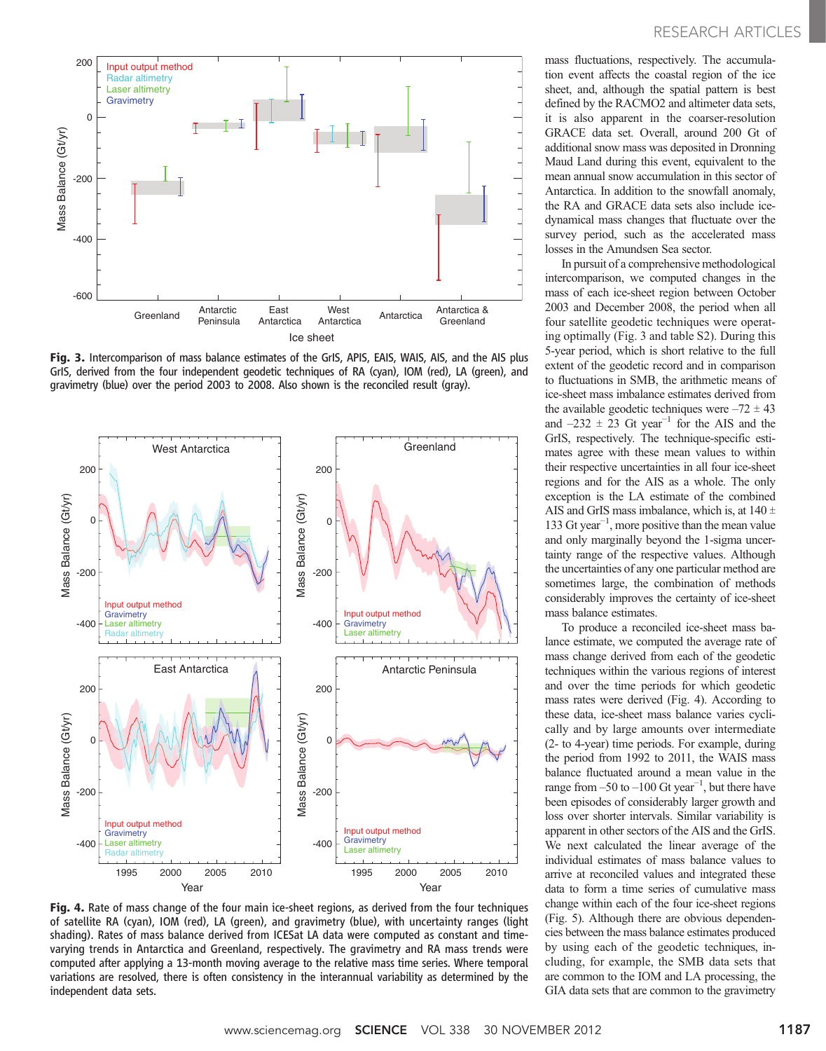**Fig. 3.** Intercomparison of mass balance estimates of the GrIS, APIS, EAIS, WAIS, AIS, and the AIS plus GrIS, derived from the four independent geodetic techniques of RA (cyan), IOM (red), LA (green), and gravimetry (blue) over the period 2003 to 2008. Also shown is the reconciled result (gray).

**Fig. 4.** Rate of mass change of the four main ice-sheet regions, as derived from the four techniques of satellite RA (cyan), IOM (red), LA (green), and gravimetry (blue), with uncertainty ranges (light shading). Rates of mass balance derived from ICESat LA data were computed as constant and time-varying trends in Antarctica and Greenland, respectively. The gravimetry and RA mass trends were computed after applying a 13-month moving average to the relative mass time series. Where temporal variations are resolved, there is often consistency in the interannual variability as determined by the independent data sets.

mass fluctuations, respectively. The accumulation event affects the coastal region of the ice sheet, and, although the spatial pattern is best defined by the RACMO2 and altimeter data sets, it is also apparent in the coarser-resolution GRACE data set. Overall, around 200 Gt of additional snow mass was deposited in Dronning Maud Land during this event, equivalent to the mean annual snow accumulation in this sector of Antarctica. In addition to the snowfall anomaly, the RA and GRACE data sets also include ice-dynamical mass changes that fluctuate over the survey period, such as the accelerated mass losses in the Amundsen Sea sector.

In pursuit of a comprehensive methodological intercomparison, we computed changes in the mass of each ice-sheet region between October 2003 and December 2008, the period when all four satellite geodetic techniques were operating optimally (Fig. 3 and table S2). During this 5-year period, which is short relative to the full extent of the geodetic record and in comparison to fluctuations in SMB, the arithmetic means of ice-sheet mass imbalance estimates derived from the available geodetic techniques were –72 ± 43 and –232 ± 23 Gt year$^{-1}$ for the AIS and the GrIS, respectively. The technique-specific estimates agree with these mean values to within their respective uncertainties in all four ice-sheet regions and for the AIS as a whole. The only exception is the LA estimate of the combined AIS and GrIS mass imbalance, which is, at 140 ± 133 Gt year$^{-1}$, more positive than the mean value and only marginally beyond the 1-sigma uncertainty range of the respective values. Although the uncertainties of any one particular method are sometimes large, the combination of methods considerably improves the certainty of ice-sheet mass balance estimates.

To produce a reconciled ice-sheet mass balance estimate, we computed the average rate of mass change derived from each of the geodetic techniques within the various regions of interest and over the time periods for which geodetic mass rates were derived (Fig. 4). According to these data, ice-sheet mass balance varies cyclically and by large amounts over intermediate (2- to 4-year) time periods. For example, during the period from 1992 to 2011, the WAIS mass balance fluctuated around a mean value in the range from –50 to –100 Gt year$^{-1}$, but there have been episodes of considerably larger growth and loss over shorter intervals. Similar variability is apparent in other sectors of the AIS and the GrIS. We next calculated the linear average of the individual estimates of mass balance values to arrive at reconciled values and integrated these data to form a time series of cumulative mass change within each of the four ice-sheet regions (Fig. 5). Although there are obvious dependencies between the mass balance estimates produced by using each of the geodetic techniques, including, for example, the SMB data sets that are common to the IOM and LA processing, the GIA data sets that are common to the gravimetry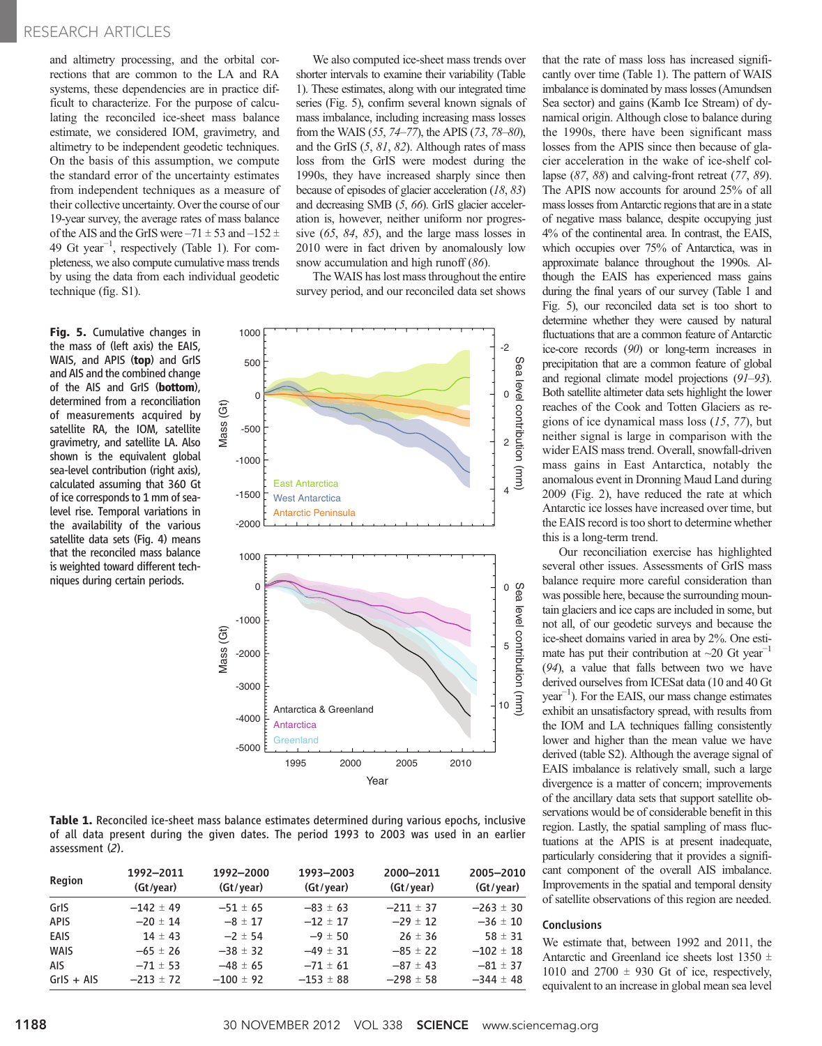and altimetry processing, and the orbital corrections that are common to the LA and RA systems, these dependencies are in practice difficult to characterize. For the purpose of calculating the reconciled ice-sheet mass balance estimate, we considered IOM, gravimetry, and altimetry to be independent geodetic techniques. On the basis of this assumption, we compute the standard error of the uncertainty estimates from independent techniques as a measure of their collective uncertainty. Over the course of our 19-year survey, the average rates of mass balance of the AIS and the GrIS were –71 ± 53 and –152 ± 49 Gt year$^{-1}$, respectively (Table 1). For completeness, we also compute cumulative mass trends by using the data from each individual geodetic technique (fig. S1).

We also computed ice-sheet mass trends over shorter intervals to examine their variability (Table 1). These estimates, along with our integrated time series (Fig. 5), confirm several known signals of mass imbalance, including increasing mass losses from the WAIS (*55*, *74*–*77*), the APIS (*73*, *78*–*80*), and the GrIS (*5*, *81*, *82*). Although rates of mass loss from the GrIS were modest during the 1990s, they have increased sharply since then because of episodes of glacier acceleration (*18*, *83*) and decreasing SMB (*5*, *66*). GrIS glacier acceleration is, however, neither uniform nor progressive (*65*, *84*, *85*), and the large mass losses in 2010 were in fact driven by anomalously low snow accumulation and high runoff (*86*).

The WAIS has lost mass throughout the entire survey period, and our reconciled data set shows that the rate of mass loss has increased significantly over time (Table 1). The pattern of WAIS imbalance is dominated by mass losses (Amundsen Sea sector) and gains (Kamb Ice Stream) of dynamical origin. Although close to balance during the 1990s, there have been significant mass losses from the APIS since then because of glacier acceleration in the wake of ice-shelf collapse (*87*, *88*) and calving-front retreat (*77*, *89*). The APIS now accounts for around 25% of all mass losses from Antarctic regions that are in a state of negative mass balance, despite occupying just 4% of the continental area. In contrast, the EAIS, which occupies over 75% of Antarctica, was in approximate balance throughout the 1990s. Although the EAIS has experienced mass gains during the final years of our survey (Table 1 and Fig. 5), our reconciled data set is too short to determine whether they were caused by natural fluctuations that are a common feature of Antarctic ice-core records (*90*) or long-term increases in precipitation that are a common feature of global and regional climate model projections (*91*–*93*). Both satellite altimeter data sets highlight the lower reaches of the Cook and Totten Glaciers as regions of ice dynamical mass loss (*15*, *77*), but neither signal is large in comparison with the wider EAIS mass trend. Overall, snowfall-driven mass gains in East Antarctica, notably the anomalous event in Dronning Maud Land during 2009 (Fig. 2), have reduced the rate at which Antarctic ice losses have increased over time, but the EAIS record is too short to determine whether this is a long-term trend.

**Fig. 5.** Cumulative changes in the mass of (left axis) the EAIS, WAIS, and APIS (**top**) and GrIS and AIS and the combined change of the AIS and GrIS (**bottom**), determined from a reconciliation of measurements acquired by satellite RA, the IOM, satellite gravimetry, and satellite LA. Also shown is the equivalent global sea-level contribution (right axis), calculated assuming that 360 Gt of ice corresponds to 1 mm of sea-level rise. Temporal variations in the availability of the various satellite data sets (Fig. 4) means that the reconciled mass balance is weighted toward different techniques during certain periods.

Our reconciliation exercise has highlighted several other issues. Assessments of GrIS mass balance require more careful consideration than was possible here, because the surrounding mountain glaciers and ice caps are included in some, but not all, of our geodetic surveys and because the ice-sheet domains varied in area by 2%. One estimate has put their contribution at ~20 Gt year$^{-1}$ (*94*), a value that falls between two we have derived ourselves from ICESat data (10 and 40 Gt year$^{-1}$). For the EAIS, our mass change estimates exhibit an unsatisfactory spread, with results from the IOM and LA techniques falling consistently lower and higher than the mean value we have derived (table S2). Although the average signal of EAIS imbalance is relatively small, such a large divergence is a matter of concern; improvements of the ancillary data sets that support satellite observations would be of considerable benefit in this region. Lastly, the spatial sampling of mass fluctuations at the APIS is at present inadequate, particularly considering that it provides a significant component of the overall AIS imbalance. Improvements in the spatial and temporal density of satellite observations of this region are needed.

**Table 1.** Reconciled ice-sheet mass balance estimates determined during various epochs, inclusive of all data present during the given dates. The period 1993 to 2003 was used in an earlier assessment (*2*).

| Region | 1992–2011 (Gt/year) | 1992–2000 (Gt/year) | 1993–2003 (Gt/year) | 2000–2011 (Gt/year) | 2005–2010 (Gt/year) |
|---|---|---|---|---|---|
| GrIS | −142 ± 49 | −51 ± 65 | −83 ± 63 | −211 ± 37 | −263 ± 30 |
| APIS | −20 ± 14 | −8 ± 17 | −12 ± 17 | −29 ± 12 | −36 ± 10 |
| EAIS | 14 ± 43 | −2 ± 54 | −9 ± 50 | 26 ± 36 | 58 ± 31 |
| WAIS | −65 ± 26 | −38 ± 32 | −49 ± 31 | −85 ± 22 | −102 ± 18 |
| AIS | −71 ± 53 | −48 ± 65 | −71 ± 61 | −87 ± 43 | −81 ± 37 |
| GrIS + AIS | −213 ± 72 | −100 ± 92 | −153 ± 88 | −298 ± 58 | −344 ± 48 |

## Conclusions

We estimate that, between 1992 and 2011, the Antarctic and Greenland ice sheets lost 1350 ± 1010 and 2700 ± 930 Gt of ice, respectively, equivalent to an increase in global mean sea level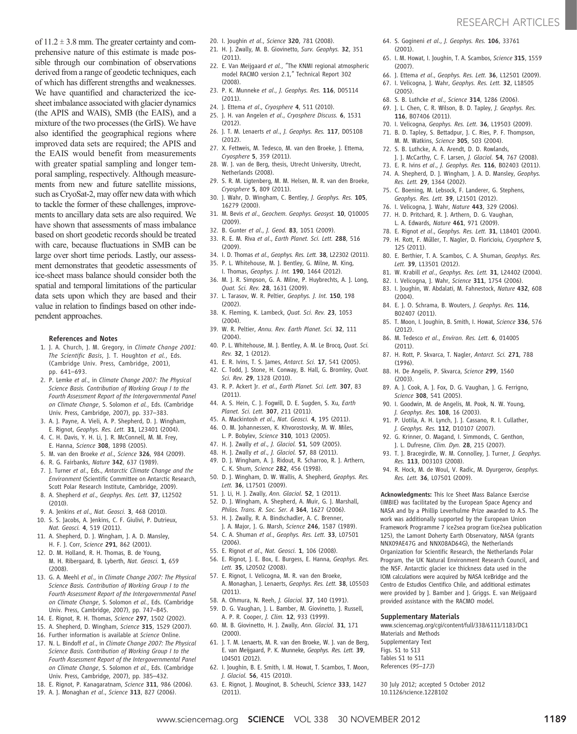of $11.2 \pm 3.8$ mm. The greater certainty and comprehensive nature of this estimate is made possible through our combination of observations derived from a range of geodetic techniques, each of which has different strengths and weaknesses. We have quantified and characterized the ice-sheet imbalance associated with glacier dynamics (the APIS and WAIS), SMB (the EAIS), and a mixture of the two processes (the GrIS). We have also identified the geographical regions where improved data sets are required; the APIS and the EAIS would benefit from measurements with greater spatial sampling and longer temporal sampling, respectively. Although measurements from new and future satellite missions, such as CryoSat-2, may offer new data with which to tackle the former of these challenges, improvements to ancillary data sets are also required. We have shown that assessments of mass imbalance based on short geodetic records should be treated with care, because fluctuations in SMB can be large over short time periods. Lastly, our assessment demonstrates that geodetic assessments of ice-sheet mass balance should consider both the spatial and temporal limitations of the particular data sets upon which they are based and their value in relation to findings based on other independent approaches.

### References and Notes

1. J. A. Church, J. M. Gregory, in *Climate Change 2001: The Scientific Basis*, J. T. Houghton *et al.*, Eds. (Cambridge Univ. Press, Cambridge, 2001), pp. 641–693.
2. P. Lemke *et al.*, in *Climate Change 2007: The Physical Science Basis. Contribution of Working Group I to the Fourth Assessment Report of the Intergovernmental Panel on Climate Change*, S. Solomon *et al.*, Eds. (Cambridge Univ. Press, Cambridge, 2007), pp. 337–383.
3. A. J. Payne, A. Vieli, A. P. Shepherd, D. J. Wingham, E. Rignot, *Geophys. Res. Lett.* **31**, L23401 (2004).
4. C. H. Davis, Y. H. Li, J. R. McConnell, M. M. Frey, E. Hanna, *Science* **308**, 1898 (2005).
5. M. van den Broeke *et al.*, *Science* **326**, 984 (2009).
6. R. G. Fairbanks, *Nature* **342**, 637 (1989).
7. J. Turner *et al.*, Eds., *Antarctic Climate Change and the Environment* (Scientific Committee on Antarctic Research, Scott Polar Research Institute, Cambridge, 2009).
8. A. Shepherd *et al.*, *Geophys. Res. Lett.* **37**, L12502 (2010).
9. A. Jenkins *et al.*, *Nat. Geosci.* **3**, 468 (2010).
10. S. S. Jacobs, A. Jenkins, C. F. Giulivi, P. Dutrieux, *Nat. Geosci.* **4**, 519 (2011).
11. A. Shepherd, D. J. Wingham, J. A. D. Mansley, H. F. J. Corr, *Science* **291**, 862 (2001).
12. D. M. Holland, R. H. Thomas, B. de Young, M. H. Ribergaard, B. Lyberth, *Nat. Geosci.* **1**, 659 (2008).
13. G. A. Meehl *et al.*, in *Climate Change 2007: The Physical Science Basis. Contribution of Working Group I to the Fourth Assessment Report of the Intergovernmental Panel on Climate Change*, S. Solomon *et al.*, Eds. (Cambridge Univ. Press, Cambridge, 2007), pp. 747–845.
14. E. Rignot, R. H. Thomas, *Science* **297**, 1502 (2002).
15. A. Shepherd, D. Wingham, *Science* **315**, 1529 (2007).
16. Further information is available at *Science* Online.
17. N. L. Bindoff *et al.*, in *Climate Change 2007: The Physical Science Basis. Contribution of Working Group I to the Fourth Assessment Report of the Intergovernmental Panel on Climate Change*, S. Solomon *et al.*, Eds. (Cambridge Univ. Press, Cambridge, 2007), pp. 385–432.
18. E. Rignot, P. Kanagaratnam, *Science* **311**, 986 (2006).
19. A. J. Monaghan *et al.*, *Science* **313**, 827 (2006).
20. I. Joughin *et al.*, *Science* **320**, 781 (2008).
21. H. J. Zwally, M. B. Giovinetto, *Surv. Geophys.* **32**, 351 (2011).
22. E. Van Meijgaard *et al.*, "The KNMI regional atmospheric model RACMO version 2.1," Technical Report 302 (2008).
23. P. K. Munneke *et al.*, *J. Geophys. Res.* **116**, D05114 (2011).
24. J. Ettema *et al.*, *Cryosphere* **4**, 511 (2010).
25. J. H. van Angelen *et al.*, *Cryosphere Discuss.* **6**, 1531 (2012).
26. J. T. M. Lenaerts *et al.*, *J. Geophys. Res.* **117**, D05108 (2012).
27. X. Fettweis, M. Tedesco, M. van den Broeke, J. Ettema, *Cryosphere* **5**, 359 (2011).
28. W. J. van de Berg, thesis, Utrecht University, Utrecht, Netherlands (2008).
29. S. R. M. Ligtenberg, M. M. Helsen, M. R. van den Broeke, *Cryosphere* **5**, 809 (2011).
30. J. Wahr, D. Wingham, C. Bentley, *J. Geophys. Res.* **105**, 16279 (2000).
31. M. Bevis *et al.*, *Geochem. Geophys. Geosyst.* **10**, Q10005 (2009).
32. B. Gunter *et al.*, *J. Geod.* **83**, 1051 (2009).
33. R. E. M. Riva *et al.*, *Earth Planet. Sci. Lett.* **288**, 516 (2009).
34. I. D. Thomas *et al.*, *Geophys. Res. Lett.* **38**, L22302 (2011).
35. P. L. Whitehouse, M. J. Bentley, G. Milne, M. King, I. Thomas, *Geophys. J. Int.* **190**, 1464 (2012).
36. M. J. R. Simpson, G. A. Milne, P. Huybrechts, A. J. Long, *Quat. Sci. Rev.* **28**, 1631 (2009).
37. L. Tarasov, W. R. Peltier, *Geophys. J. Int.* **150**, 198 (2002).
38. K. Fleming, K. Lambeck, *Quat. Sci. Rev.* **23**, 1053 (2004).
39. W. R. Peltier, *Annu. Rev. Earth Planet. Sci.* **32**, 111 (2004).
40. P. L. Whitehouse, M. J. Bentley, A. M. Le Brocq, *Quat. Sci. Rev.* **32**, 1 (2012).
41. E. R. Ivins, T. S. James, *Antarct. Sci.* **17**, 541 (2005).
42. C. Todd, J. Stone, H. Conway, B. Hall, G. Bromley, *Quat. Sci. Rev.* **29**, 1328 (2010).
43. R. P. Ackert Jr. *et al.*, *Earth Planet. Sci. Lett.* **307**, 83 (2011).
44. A. S. Hein, C. J. Fogwill, D. E. Sugden, S. Xu, *Earth Planet. Sci. Lett.* **307**, 211 (2011).
45. A. Mackintosh *et al.*, *Nat. Geosci.* **4**, 195 (2011).
46. O. M. Johannessen, K. Khvorostovsky, M. W. Miles, L. P. Bobylev, *Science* **310**, 1013 (2005).
47. H. J. Zwally *et al.*, *J. Glaciol.* **51**, 509 (2005).
48. H. J. Zwally *et al.*, *J. Glaciol.* **57**, 88 (2011).
49. D. J. Wingham, A. J. Ridout, R. Scharroo, R. J. Arthern, C. K. Shum, *Science* **282**, 456 (1998).
50. D. J. Wingham, D. W. Wallis, A. Shepherd, *Geophys. Res. Lett.* **36**, L17501 (2009).
51. J. Li, H. J. Zwally, *Ann. Glaciol.* **52**, 1 (2011).
52. D. J. Wingham, A. Shepherd, A. Muir, G. J. Marshall, *Philos. Trans. R. Soc. Ser. A* **364**, 1627 (2006).
53. H. J. Zwally, R. A. Bindschadler, A. C. Brenner, J. A. Major, J. G. Marsh, *Science* **246**, 1587 (1989).
54. C. A. Shuman *et al.*, *Geophys. Res. Lett.* **33**, L07501 (2006).
55. E. Rignot *et al.*, *Nat. Geosci.* **1**, 106 (2008).
56. E. Rignot, J. E. Box, E. Burgess, E. Hanna, *Geophys. Res. Lett.* **35**, L20502 (2008).
57. E. Rignot, I. Velicogna, M. R. van den Broeke, A. Monaghan, J. Lenaerts, *Geophys. Res. Lett.* **38**, L05503 (2011).
58. A. Ohmura, N. Reeh, *J. Glaciol.* **37**, 140 (1991).
59. D. G. Vaughan, J. L. Bamber, M. Giovinetto, J. Russell, A. P. R. Cooper, *J. Clim.* **12**, 933 (1999).
60. M. B. Giovinetto, H. J. Zwally, *Ann. Glaciol.* **31**, 171 (2000).
61. J. T. M. Lenaerts, M. R. van den Broeke, W. J. van de Berg, E. van Meijgaard, P. K. Munneke, *Geophys. Res. Lett.* **39**, L04501 (2012).
62. I. Joughin, B. E. Smith, I. M. Howat, T. Scambos, T. Moon, *J. Glaciol.* **56**, 415 (2010).
63. E. Rignot, J. Mouginot, B. Scheuchl, *Science* **333**, 1427 (2011).
64. S. Gogineni *et al.*, *J. Geophys. Res.* **106**, 33761 (2001).
65. I. M. Howat, I. Joughin, T. A. Scambos, *Science* **315**, 1559 (2007).
66. J. Ettema *et al.*, *Geophys. Res. Lett.* **36**, L12501 (2009).
67. I. Velicogna, J. Wahr, *Geophys. Res. Lett.* **32**, L18505 (2005).
68. S. B. Luthcke *et al.*, *Science* **314**, 1286 (2006).
69. J. L. Chen, C. R. Wilson, B. D. Tapley, *J. Geophys. Res.* **116**, B07406 (2011).
70. I. Velicogna, *Geophys. Res. Lett.* **36**, L19503 (2009).
71. B. D. Tapley, S. Bettadpur, J. C. Ries, P. F. Thompson, M. M. Watkins, *Science* **305**, 503 (2004).
72. S. B. Luthcke, A. A. Arendt, D. D. Rowlands, J. J. McCarthy, C. F. Larsen, *J. Glaciol.* **54**, 767 (2008).
73. E. R. Ivins *et al.*, *J. Geophys. Res.* **116**, B02403 (2011).
74. A. Shepherd, D. J. Wingham, J. A. D. Mansley, *Geophys. Res. Lett.* **29**, 1364 (2002).
75. C. Boening, M. Lebsock, F. Landerer, G. Stephens, *Geophys. Res. Lett.* **39**, L21501 (2012).
76. I. Velicogna, J. Wahr, *Nature* **443**, 329 (2006).
77. H. D. Pritchard, R. J. Arthern, D. G. Vaughan, L. A. Edwards, *Nature* **461**, 971 (2009).
78. E. Rignot *et al.*, *Geophys. Res. Lett.* **31**, L18401 (2004).
79. H. Rott, F. Müller, T. Nagler, D. Floricioiu, *Cryosphere* **5**, 125 (2011).
80. E. Berthier, T. A. Scambos, C. A. Shuman, *Geophys. Res. Lett.* **39**, L13501 (2012).
81. W. Krabill *et al.*, *Geophys. Res. Lett.* **31**, L24402 (2004).
82. I. Velicogna, J. Wahr, *Science* **311**, 1754 (2006).
83. I. Joughin, W. Abdalati, M. Fahnestock, *Nature* **432**, 608 (2004).
84. E. J. O. Schrama, B. Wouters, *J. Geophys. Res.* **116**, B02407 (2011).
85. T. Moon, I. Joughin, B. Smith, I. Howat, *Science* **336**, 576 (2012).
86. M. Tedesco *et al.*, *Environ. Res. Lett.* **6**, 014005 (2011).
87. H. Rott, P. Skvarca, T. Nagler, *Antarct. Sci.* **271**, 788 (1996).
88. H. De Angelis, P. Skvarca, *Science* **299**, 1560 (2003).
89. A. J. Cook, A. J. Fox, D. G. Vaughan, J. G. Ferrigno, *Science* **308**, 541 (2005).
90. I. Goodwin, M. de Angelis, M. Pook, N. W. Young, *J. Geophys. Res.* **108**, 16 (2003).
91. P. Uotila, A. H. Lynch, J. J. Cassano, R. I. Cullather, *J. Geophys. Res.* **112**, D10107 (2007).
92. G. Krinner, O. Magand, I. Simmonds, C. Genthon, J. L. Dufresne, *Clim. Dyn.* **28**, 215 (2007).
93. T. J. Bracegirdle, W. M. Connolley, J. Turner, *J. Geophys. Res.* **113**, D03103 (2008).
94. R. Hock, M. de Woul, V. Radic, M. Dyurgerov, *Geophys. Res. Lett.* **36**, L07501 (2009).

**Acknowledgments:** This Ice Sheet Mass Balance Exercise (IMBIE) was facilitated by the European Space Agency and NASA and by a Phillip Leverhulme Prize awarded to A.S. The work was additionally supported by the European Union Framework Programme 7 ice2sea program (ice2sea publication 125), the Lamont Doherty Earth Observatory, NASA (grants NNX09AE47G and NNX08AD64G), the Netherlands Organization for Scientific Research, the Netherlands Polar Program, the UK Natural Environment Research Council, and the NSF. Antarctic glacier ice thickness data used in the IOM calculations were acquired by NASA IceBridge and the Centro de Estudios Cientifico Chile, and additional estimates were provided by J. Bamber and J. Griggs. E. van Meijgaard provided assistance with the RACMO model.

### Supplementary Materials

www.sciencemag.org/cgi/content/full/338/6111/1183/DC1
Materials and Methods
Supplementary Text
Figs. S1 to S13
Tables S1 to S11
References (*95*–*173*)

30 July 2012; accepted 5 October 2012
10.1126/science.1228102